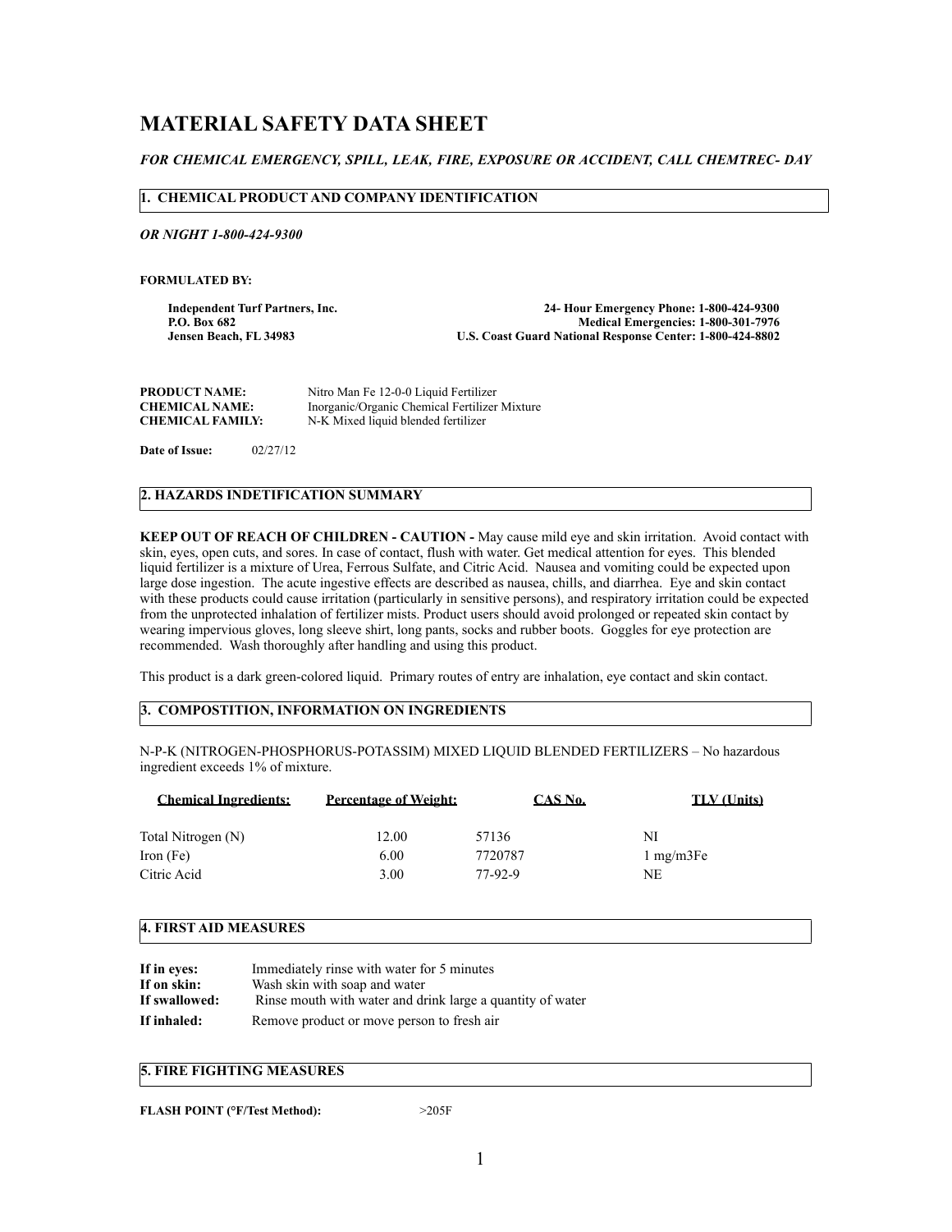# MATERIAL SAFETY DATA SHEET

***FOR CHEMICAL EMERGENCY, SPILL, LEAK, FIRE, EXPOSURE OR ACCIDENT, CALL CHEMTREC- DAY***

## 1. CHEMICAL PRODUCT AND COMPANY IDENTIFICATION

***OR NIGHT 1-800-424-9300***

**FORMULATED BY:**

**Independent Turf Partners, Inc.**
**P.O. Box 682**
**Jensen Beach, FL 34983**

**24- Hour Emergency Phone: 1-800-424-9300**
**Medical Emergencies: 1-800-301-7976**
**U.S. Coast Guard National Response Center: 1-800-424-8802**

**PRODUCT NAME:** Nitro Man Fe 12-0-0 Liquid Fertilizer
**CHEMICAL NAME:** Inorganic/Organic Chemical Fertilizer Mixture
**CHEMICAL FAMILY:** N-K Mixed liquid blended fertilizer

**Date of Issue:** 02/27/12

## 2. HAZARDS INDETIFICATION SUMMARY

**KEEP OUT OF REACH OF CHILDREN - CAUTION -** May cause mild eye and skin irritation. Avoid contact with skin, eyes, open cuts, and sores. In case of contact, flush with water. Get medical attention for eyes. This blended liquid fertilizer is a mixture of Urea, Ferrous Sulfate, and Citric Acid. Nausea and vomiting could be expected upon large dose ingestion. The acute ingestive effects are described as nausea, chills, and diarrhea. Eye and skin contact with these products could cause irritation (particularly in sensitive persons), and respiratory irritation could be expected from the unprotected inhalation of fertilizer mists. Product users should avoid prolonged or repeated skin contact by wearing impervious gloves, long sleeve shirt, long pants, socks and rubber boots. Goggles for eye protection are recommended. Wash thoroughly after handling and using this product.

This product is a dark green-colored liquid. Primary routes of entry are inhalation, eye contact and skin contact.

## 3. COMPOSTITION, INFORMATION ON INGREDIENTS

N-P-K (NITROGEN-PHOSPHORUS-POTASSIM) MIXED LIQUID BLENDED FERTILIZERS – No hazardous ingredient exceeds 1% of mixture.

| Chemical Ingredients: | Percentage of Weight: | CAS No. | TLV (Units) |
|---|---|---|---|
| Total Nitrogen (N) | 12.00 | 57136 | NI |
| Iron (Fe) | 6.00 | 7720787 | 1 mg/m3Fe |
| Citric Acid | 3.00 | 77-92-9 | NE |

## 4. FIRST AID MEASURES

**If in eyes:** Immediately rinse with water for 5 minutes
**If on skin:** Wash skin with soap and water
**If swallowed:** Rinse mouth with water and drink large a quantity of water
**If inhaled:** Remove product or move person to fresh air

## 5. FIRE FIGHTING MEASURES

**FLASH POINT (°F/Test Method):** >205F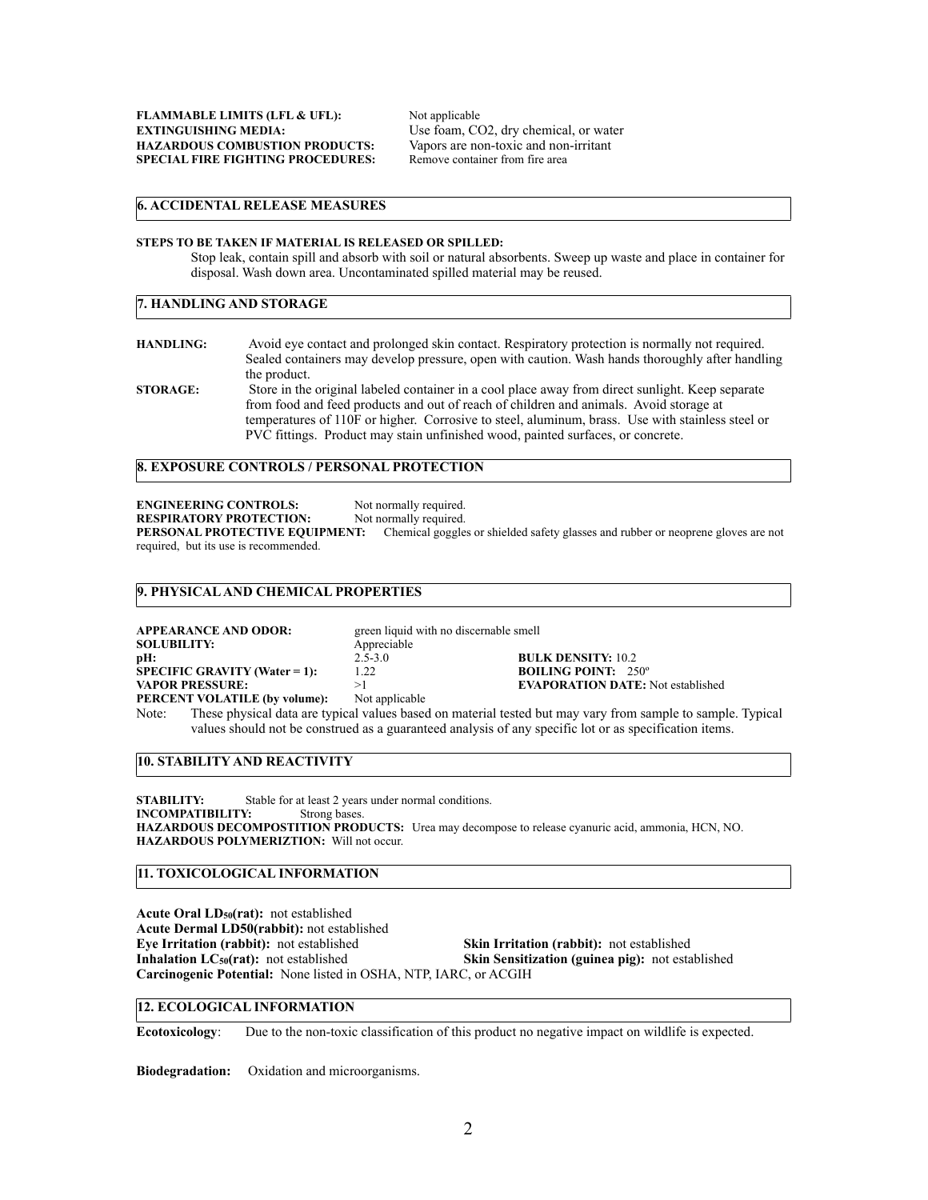**FLAMMABLE LIMITS (LFL & UFL):** Not applicable
**EXTINGUISHING MEDIA:** Use foam, CO2, dry chemical, or water
**HAZARDOUS COMBUSTION PRODUCTS:** Vapors are non-toxic and non-irritant
**SPECIAL FIRE FIGHTING PROCEDURES:** Remove container from fire area

## 6. ACCIDENTAL RELEASE MEASURES

**STEPS TO BE TAKEN IF MATERIAL IS RELEASED OR SPILLED:**

Stop leak, contain spill and absorb with soil or natural absorbents. Sweep up waste and place in container for disposal. Wash down area. Uncontaminated spilled material may be reused.

## 7. HANDLING AND STORAGE

**HANDLING:** Avoid eye contact and prolonged skin contact. Respiratory protection is normally not required. Sealed containers may develop pressure, open with caution. Wash hands thoroughly after handling the product.

**STORAGE:** Store in the original labeled container in a cool place away from direct sunlight. Keep separate from food and feed products and out of reach of children and animals. Avoid storage at temperatures of 110F or higher. Corrosive to steel, aluminum, brass. Use with stainless steel or PVC fittings. Product may stain unfinished wood, painted surfaces, or concrete.

## 8. EXPOSURE CONTROLS / PERSONAL PROTECTION

**ENGINEERING CONTROLS:** Not normally required.
**RESPIRATORY PROTECTION:** Not normally required.
**PERSONAL PROTECTIVE EQUIPMENT:** Chemical goggles or shielded safety glasses and rubber or neoprene gloves are not required, but its use is recommended.

## 9. PHYSICAL AND CHEMICAL PROPERTIES

**APPEARANCE AND ODOR:** green liquid with no discernable smell
**SOLUBILITY:** Appreciable
**pH:** 2.5-3.0
**SPECIFIC GRAVITY (Water = 1):** 1.22
**VAPOR PRESSURE:** >1
**PERCENT VOLATILE (by volume):** Not applicable
**BULK DENSITY:** 10.2
**BOILING POINT:** 250º
**EVAPORATION DATE:** Not established

Note: These physical data are typical values based on material tested but may vary from sample to sample. Typical values should not be construed as a guaranteed analysis of any specific lot or as specification items.

## 10. STABILITY AND REACTIVITY

**STABILITY:** Stable for at least 2 years under normal conditions.
**INCOMPATIBILITY:** Strong bases.
**HAZARDOUS DECOMPOSTITION PRODUCTS:** Urea may decompose to release cyanuric acid, ammonia, HCN, NO.
**HAZARDOUS POLYMERIZTION:** Will not occur.

## 11. TOXICOLOGICAL INFORMATION

**Acute Oral $LD_{50}$(rat):** not established
**Acute Dermal LD50(rabbit):** not established
**Eye Irritation (rabbit):** not established
**Inhalation $LC_{50}$(rat):** not established
**Skin Irritation (rabbit):** not established
**Skin Sensitization (guinea pig):** not established
**Carcinogenic Potential:** None listed in OSHA, NTP, IARC, or ACGIH

## 12. ECOLOGICAL INFORMATION

**Ecotoxicology**: Due to the non-toxic classification of this product no negative impact on wildlife is expected.

**Biodegradation:** Oxidation and microorganisms.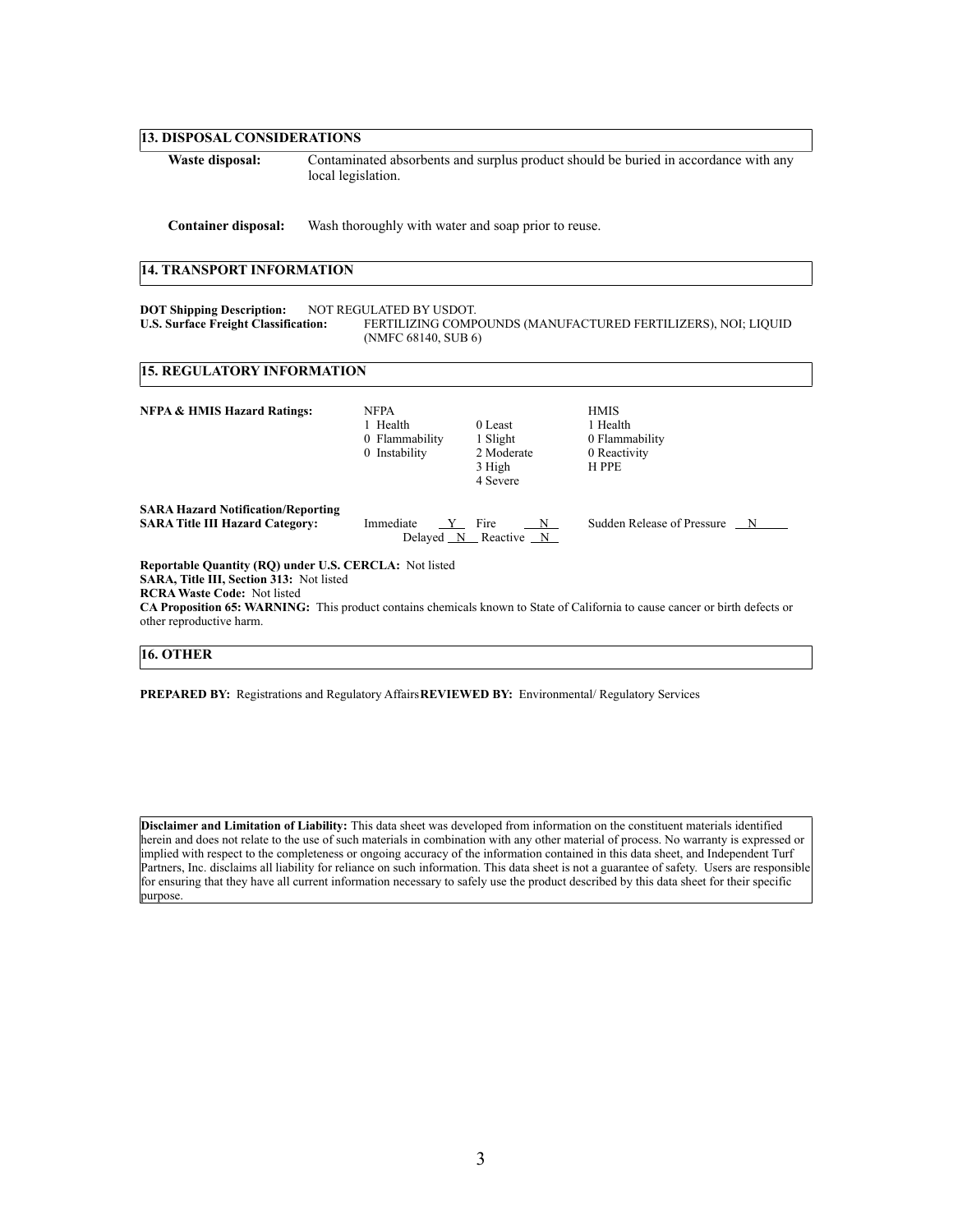## 13. DISPOSAL CONSIDERATIONS

**Waste disposal:** Contaminated absorbents and surplus product should be buried in accordance with any local legislation.

**Container disposal:** Wash thoroughly with water and soap prior to reuse.

## 14. TRANSPORT INFORMATION

**DOT Shipping Description:** NOT REGULATED BY USDOT.
**U.S. Surface Freight Classification:** FERTILIZING COMPOUNDS (MANUFACTURED FERTILIZERS), NOI; LIQUID (NMFC 68140, SUB 6)

## 15. REGULATORY INFORMATION

| | | | |
|---|---|---|---|
| **NFPA & HMIS Hazard Ratings:** | NFPA | | HMIS |
| | 1 Health | 0 Least | 1 Health |
| | 0 Flammability | 1 Slight | 0 Flammability |
| | 0 Instability | 2 Moderate | 0 Reactivity |
| | | 3 High | H PPE |
| | | 4 Severe | |

**SARA Hazard Notification/Reporting**
**SARA Title III Hazard Category:** Immediate \_Y\_ Fire \_N\_ Sudden Release of Pressure \_N\_
Delayed \_N\_ Reactive \_N\_

**Reportable Quantity (RQ) under U.S. CERCLA:** Not listed
**SARA, Title III, Section 313:** Not listed
**RCRA Waste Code:** Not listed
**CA Proposition 65: WARNING:** This product contains chemicals known to State of California to cause cancer or birth defects or other reproductive harm.

## 16. OTHER

**PREPARED BY:** Registrations and Regulatory Affairs **REVIEWED BY:** Environmental/ Regulatory Services

**Disclaimer and Limitation of Liability:** This data sheet was developed from information on the constituent materials identified herein and does not relate to the use of such materials in combination with any other material of process. No warranty is expressed or implied with respect to the completeness or ongoing accuracy of the information contained in this data sheet, and Independent Turf Partners, Inc. disclaims all liability for reliance on such information. This data sheet is not a guarantee of safety. Users are responsible for ensuring that they have all current information necessary to safely use the product described by this data sheet for their specific purpose.